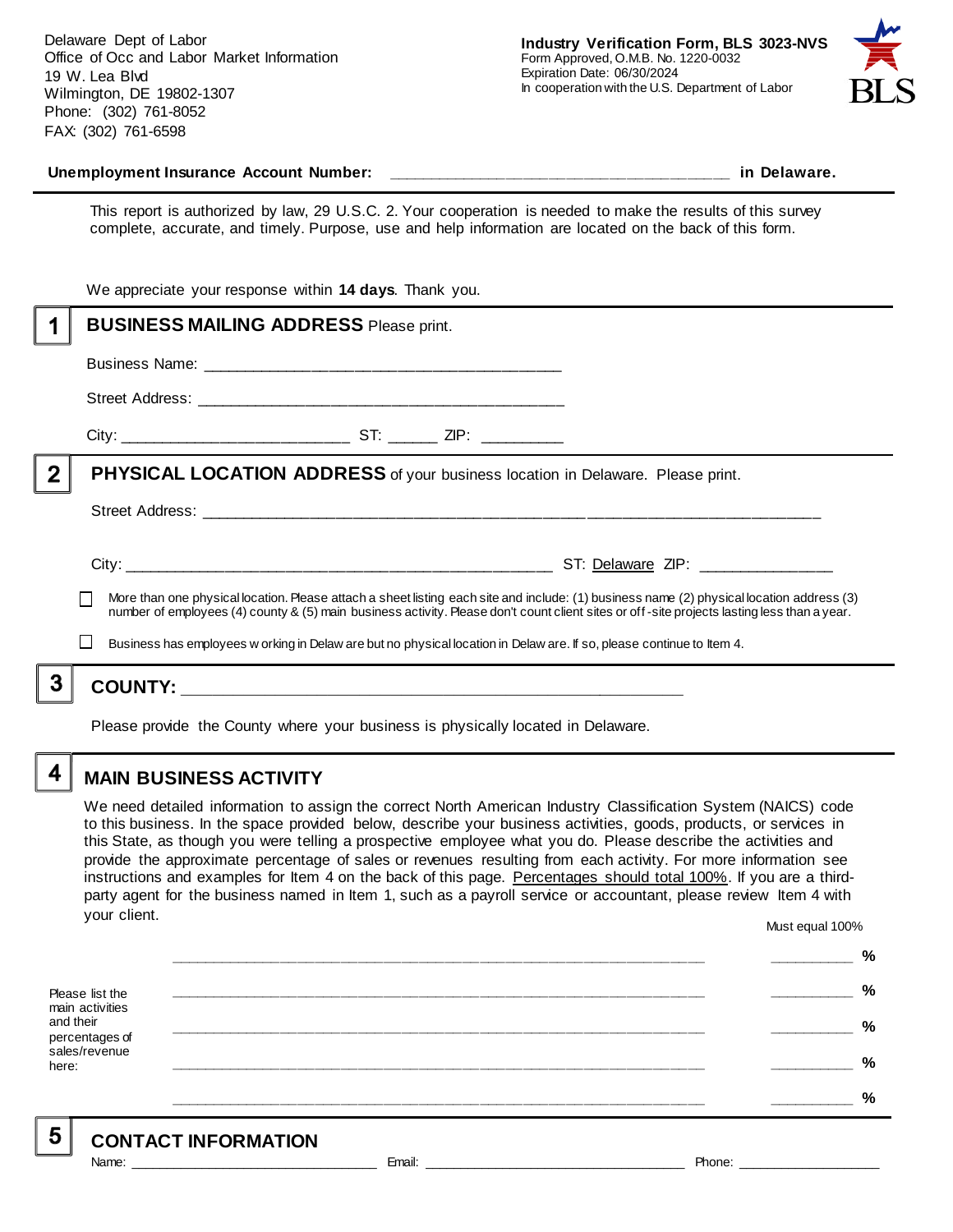Delaware Dept of Labor
Office of Occ and Labor Market Information
19 W. Lea Blvd
Wilmington, DE 19802-1307
Phone: (302) 761-8052
FAX: (302) 761-6598

**Industry Verification Form, BLS 3023-NVS**
Form Approved, O.M.B. No. 1220-0032
Expiration Date: 06/30/2024
In cooperation with the U.S. Department of Labor

**Unemployment Insurance Account Number:** ______________________________________ **in Delaware.**

This report is authorized by law, 29 U.S.C. 2. Your cooperation is needed to make the results of this survey complete, accurate, and timely. Purpose, use and help information are located on the back of this form.

We appreciate your response within **14 days**. Thank you.

## 1 BUSINESS MAILING ADDRESS Please print.

Business Name: ________________________________________

Street Address: ________________________________________

City: _________________________ ST: ______ ZIP: _________

## 2 PHYSICAL LOCATION ADDRESS of your business location in Delaware. Please print.

Street Address: ______________________________________________________________________

City: ________________________________________________ ST: Delaware ZIP: _______________

☐ More than one physical location. Please attach a sheet listing each site and include: (1) business name (2) physical location address (3) number of employees (4) county & (5) main business activity. Please don't count client sites or off-site projects lasting less than a year.

☐ Business has employees working in Delaware but no physical location in Delaware. If so, please continue to Item 4.

## 3 COUNTY: ________________________________________________________

Please provide the County where your business is physically located in Delaware.

## 4 MAIN BUSINESS ACTIVITY

We need detailed information to assign the correct North American Industry Classification System (NAICS) code to this business. In the space provided below, describe your business activities, goods, products, or services in this State, as though you were telling a prospective employee what you do. Please describe the activities and provide the approximate percentage of sales or revenues resulting from each activity. For more information see instructions and examples for Item 4 on the back of this page. Percentages should total 100%. If you are a third-party agent for the business named in Item 1, such as a payroll service or accountant, please review Item 4 with your client.

Must equal 100%

Please list the main activities and their percentages of sales/revenue here:

____________________________________________________________ __________ %

____________________________________________________________ __________ %

____________________________________________________________ __________ %

____________________________________________________________ __________ %

____________________________________________________________ __________ %

## 5 CONTACT INFORMATION

Name: ______________________________ Email: ________________________________ Phone: ___________________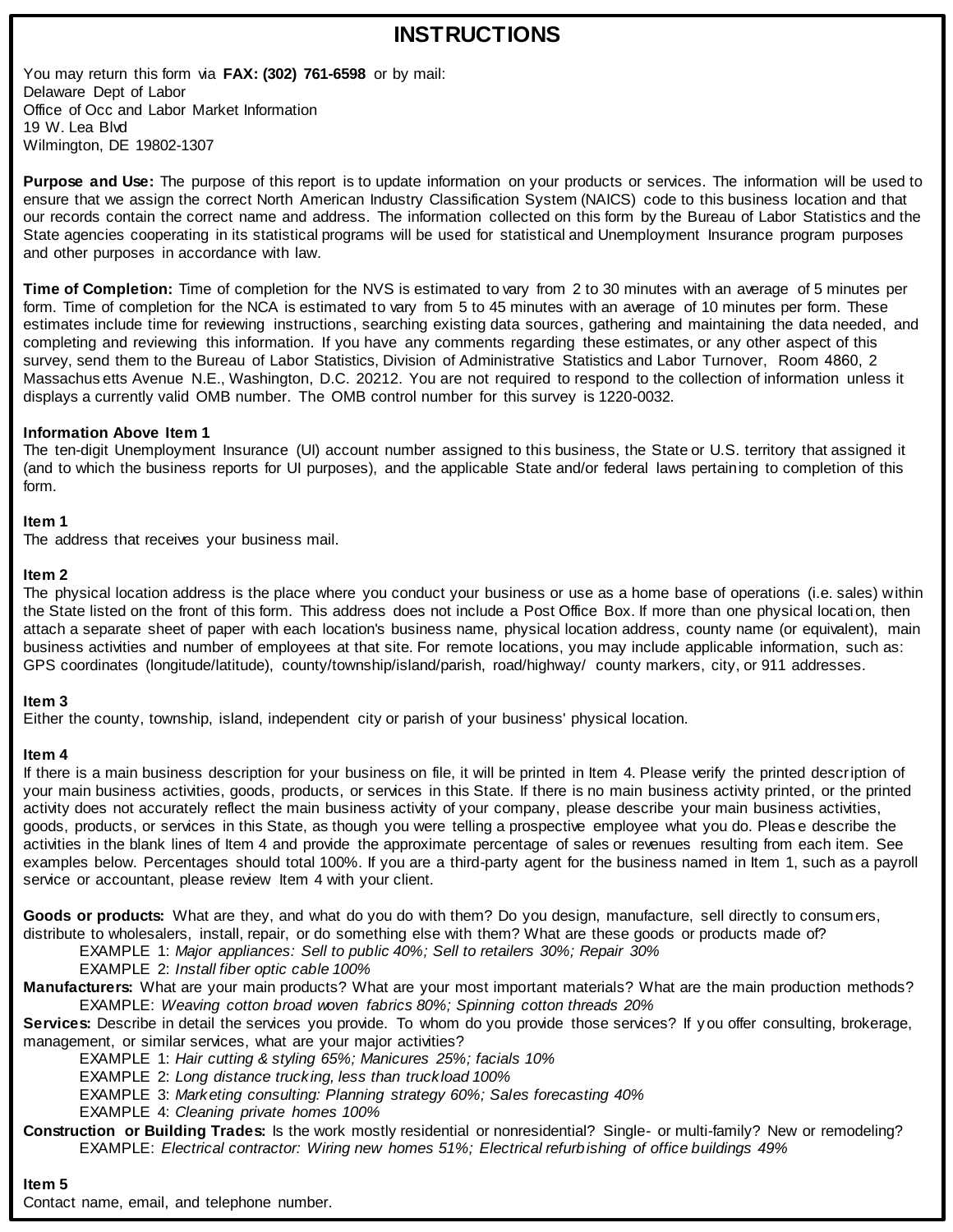# INSTRUCTIONS

You may return this form via **FAX: (302) 761-6598** or by mail:
Delaware Dept of Labor
Office of Occ and Labor Market Information
19 W. Lea Blvd
Wilmington, DE 19802-1307

**Purpose and Use:** The purpose of this report is to update information on your products or services. The information will be used to ensure that we assign the correct North American Industry Classification System (NAICS) code to this business location and that our records contain the correct name and address. The information collected on this form by the Bureau of Labor Statistics and the State agencies cooperating in its statistical programs will be used for statistical and Unemployment Insurance program purposes and other purposes in accordance with law.

**Time of Completion:** Time of completion for the NVS is estimated to vary from 2 to 30 minutes with an average of 5 minutes per form. Time of completion for the NCA is estimated to vary from 5 to 45 minutes with an average of 10 minutes per form. These estimates include time for reviewing instructions, searching existing data sources, gathering and maintaining the data needed, and completing and reviewing this information. If you have any comments regarding these estimates, or any other aspect of this survey, send them to the Bureau of Labor Statistics, Division of Administrative Statistics and Labor Turnover, Room 4860, 2 Massachusetts Avenue N.E., Washington, D.C. 20212. You are not required to respond to the collection of information unless it displays a currently valid OMB number. The OMB control number for this survey is 1220-0032.

**Information Above Item 1**
The ten-digit Unemployment Insurance (UI) account number assigned to this business, the State or U.S. territory that assigned it (and to which the business reports for UI purposes), and the applicable State and/or federal laws pertaining to completion of this form.

**Item 1**
The address that receives your business mail.

**Item 2**
The physical location address is the place where you conduct your business or use as a home base of operations (i.e. sales) within the State listed on the front of this form. This address does not include a Post Office Box. If more than one physical location, then attach a separate sheet of paper with each location's business name, physical location address, county name (or equivalent), main business activities and number of employees at that site. For remote locations, you may include applicable information, such as: GPS coordinates (longitude/latitude), county/township/island/parish, road/highway/ county markers, city, or 911 addresses.

**Item 3**
Either the county, township, island, independent city or parish of your business' physical location.

**Item 4**
If there is a main business description for your business on file, it will be printed in Item 4. Please verify the printed description of your main business activities, goods, products, or services in this State. If there is no main business activity printed, or the printed activity does not accurately reflect the main business activity of your company, please describe your main business activities, goods, products, or services in this State, as though you were telling a prospective employee what you do. Please describe the activities in the blank lines of Item 4 and provide the approximate percentage of sales or revenues resulting from each item. See examples below. Percentages should total 100%. If you are a third-party agent for the business named in Item 1, such as a payroll service or accountant, please review Item 4 with your client.

**Goods or products:** What are they, and what do you do with them? Do you design, manufacture, sell directly to consumers, distribute to wholesalers, install, repair, or do something else with them? What are these goods or products made of?
EXAMPLE 1: *Major appliances: Sell to public 40%; Sell to retailers 30%; Repair 30%*
EXAMPLE 2: *Install fiber optic cable 100%*

**Manufacturers:** What are your main products? What are your most important materials? What are the main production methods?
EXAMPLE: *Weaving cotton broad woven fabrics 80%; Spinning cotton threads 20%*

**Services:** Describe in detail the services you provide. To whom do you provide those services? If you offer consulting, brokerage, management, or similar services, what are your major activities?
EXAMPLE 1: *Hair cutting & styling 65%; Manicures 25%; facials 10%*
EXAMPLE 2: *Long distance trucking, less than truckload 100%*
EXAMPLE 3: *Marketing consulting: Planning strategy 60%; Sales forecasting 40%*
EXAMPLE 4: *Cleaning private homes 100%*

**Construction or Building Trades:** Is the work mostly residential or nonresidential? Single- or multi-family? New or remodeling?
EXAMPLE: *Electrical contractor: Wiring new homes 51%; Electrical refurbishing of office buildings 49%*

**Item 5**
Contact name, email, and telephone number.